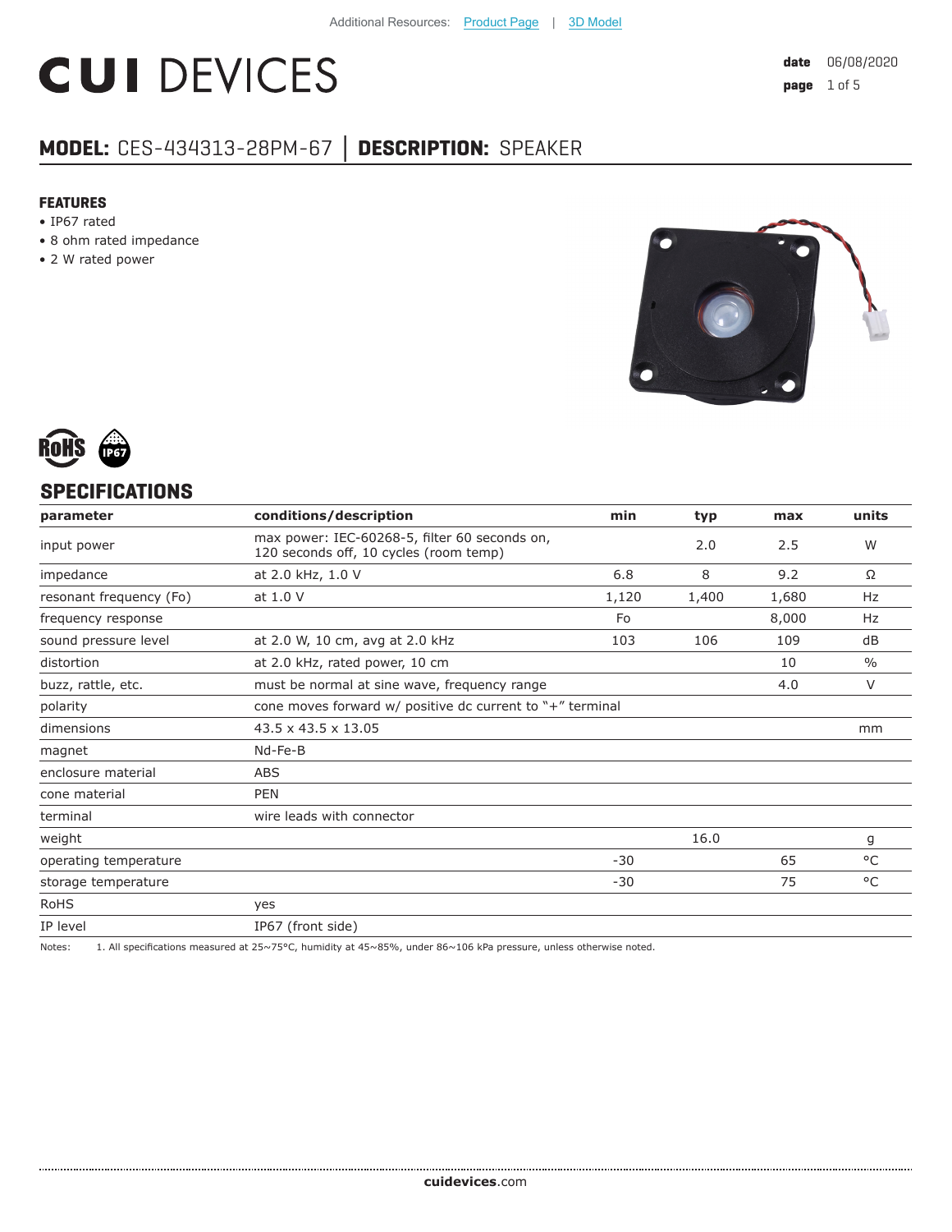Additional Resources: Product Page | 3D Model

# CUI DEVICES

**date** 06/08/2020

## MODEL: CES-434313-28PM-67 | DESCRIPTION: SPEAKER

### FEATURES

- IP67 rated
- 8 ohm rated impedance
- 2 W rated power

## SPECIFICATIONS

| parameter | conditions/description | min | typ | max | units |
|---|---|---|---|---|---|
| input power | max power: IEC-60268-5, filter 60 seconds on, 120 seconds off, 10 cycles (room temp) | | 2.0 | 2.5 | W |
| impedance | at 2.0 kHz, 1.0 V | 6.8 | 8 | 9.2 | Ω |
| resonant frequency (Fo) | at 1.0 V | 1,120 | 1,400 | 1,680 | Hz |
| frequency response | | Fo | | 8,000 | Hz |
| sound pressure level | at 2.0 W, 10 cm, avg at 2.0 kHz | 103 | 106 | 109 | dB |
| distortion | at 2.0 kHz, rated power, 10 cm | | | 10 | % |
| buzz, rattle, etc. | must be normal at sine wave, frequency range | | | 4.0 | V |
| polarity | cone moves forward w/ positive dc current to "+" terminal | | | | |
| dimensions | 43.5 x 43.5 x 13.05 | | | | mm |
| magnet | Nd-Fe-B | | | | |
| enclosure material | ABS | | | | |
| cone material | PEN | | | | |
| terminal | wire leads with connector | | | | |
| weight | | | 16.0 | | g |
| operating temperature | | -30 | | 65 | °C |
| storage temperature | | -30 | | 75 | °C |
| RoHS | yes | | | | |
| IP level | IP67 (front side) | | | | |

Notes: 1. All specifications measured at 25~75°C, humidity at 45~85%, under 86~106 kPa pressure, unless otherwise noted.

**cuidevices**.com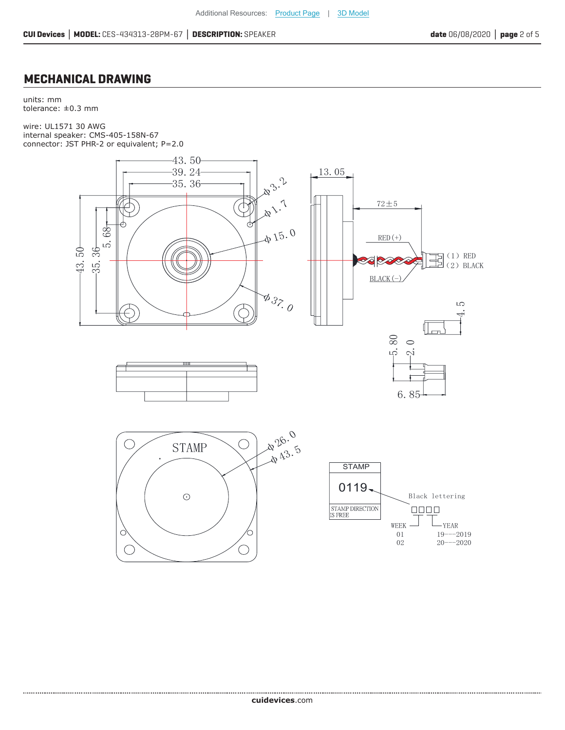## MECHANICAL DRAWING

units: mm
tolerance: ±0.3 mm

wire: UL1571 30 AWG
internal speaker: CMS-405-158N-67
connector: JST PHR-2 or equivalent; P=2.0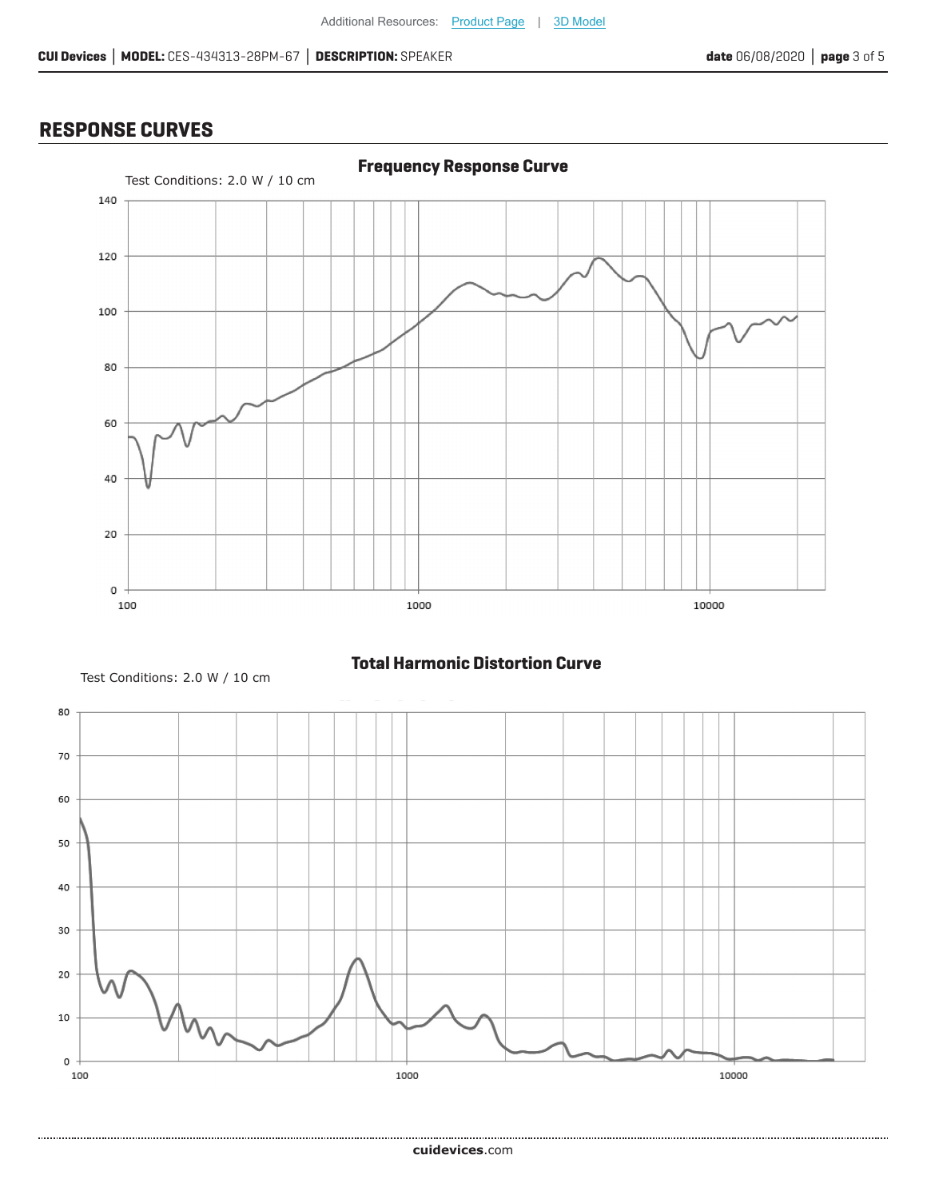## RESPONSE CURVES

**Frequency Response Curve**

Test Conditions: 2.0 W / 10 cm

**Total Harmonic Distortion Curve**

Test Conditions: 2.0 W / 10 cm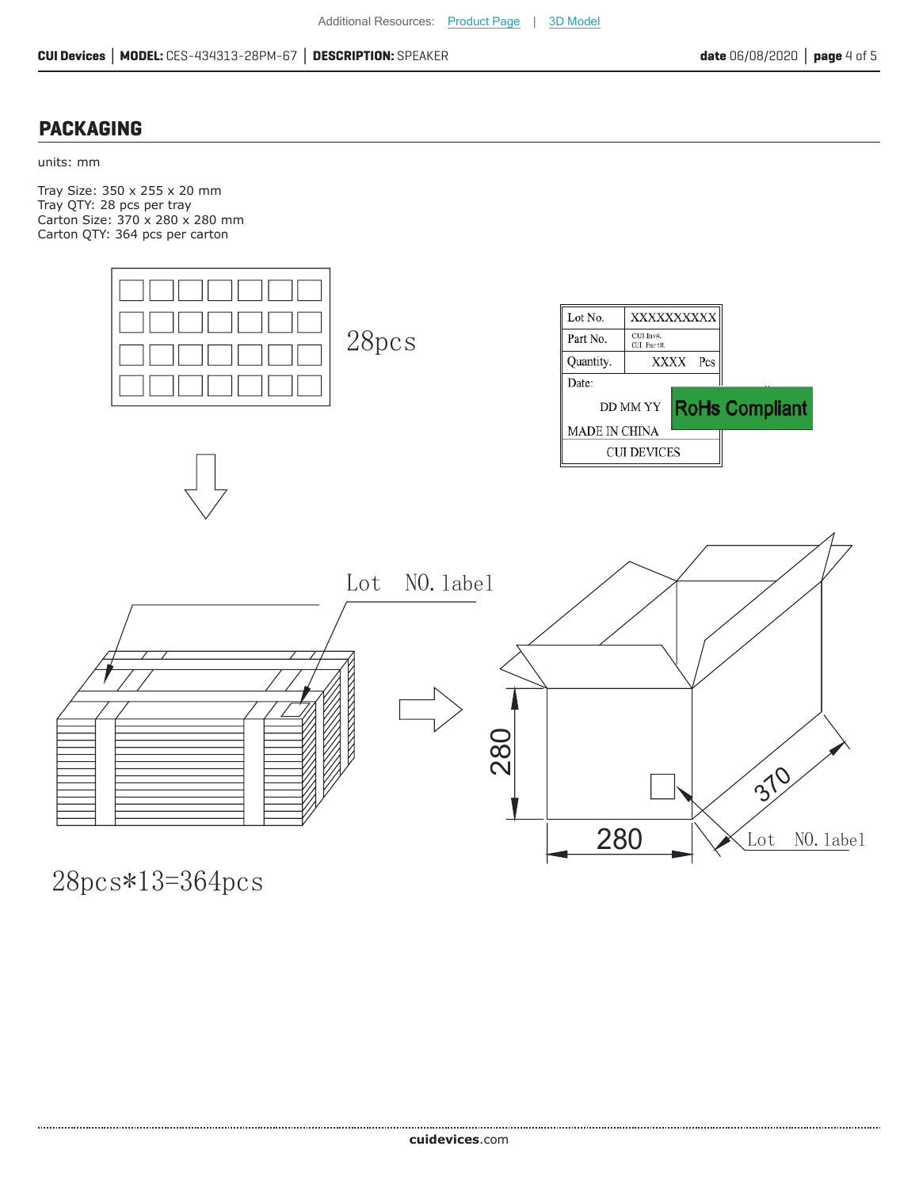## PACKAGING

units: mm

Tray Size: 350 x 255 x 20 mm
Tray QTY: 28 pcs per tray
Carton Size: 370 x 280 x 280 mm
Carton QTY: 364 pcs per carton

28pcs

| Lot No. | XXXXXXXXXX |
|---|---|
| Part No. | CUI Inv#. CUI Part#. |
| Quantity. | XXXX Pcs |
| Date: DD MM YY | RoHs Compliant |
| MADE IN CHINA | |
| CUI DEVICES | |

Lot NO. label

28pcs*13=364pcs

280

280

370

Lot NO. label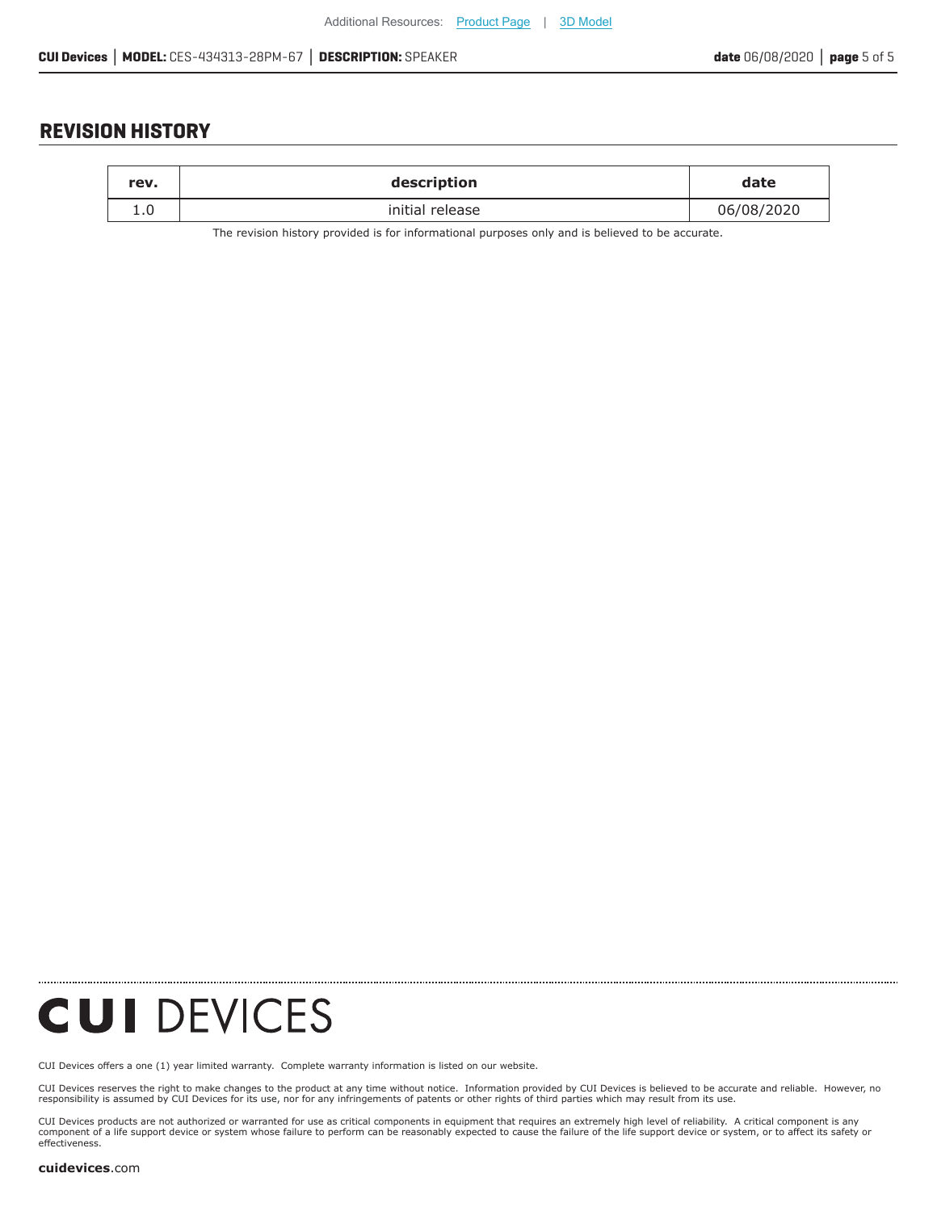## REVISION HISTORY

| rev. | description | date |
|---|---|---|
| 1.0 | initial release | 06/08/2020 |

The revision history provided is for informational purposes only and is believed to be accurate.

CUI DEVICES

CUI Devices offers a one (1) year limited warranty. Complete warranty information is listed on our website.

CUI Devices reserves the right to make changes to the product at any time without notice. Information provided by CUI Devices is believed to be accurate and reliable. However, no responsibility is assumed by CUI Devices for its use, nor for any infringements of patents or other rights of third parties which may result from its use.

CUI Devices products are not authorized or warranted for use as critical components in equipment that requires an extremely high level of reliability. A critical component is any component of a life support device or system whose failure to perform can be reasonably expected to cause the failure of the life support device or system, or to affect its safety or effectiveness.

**cuidevices**.com